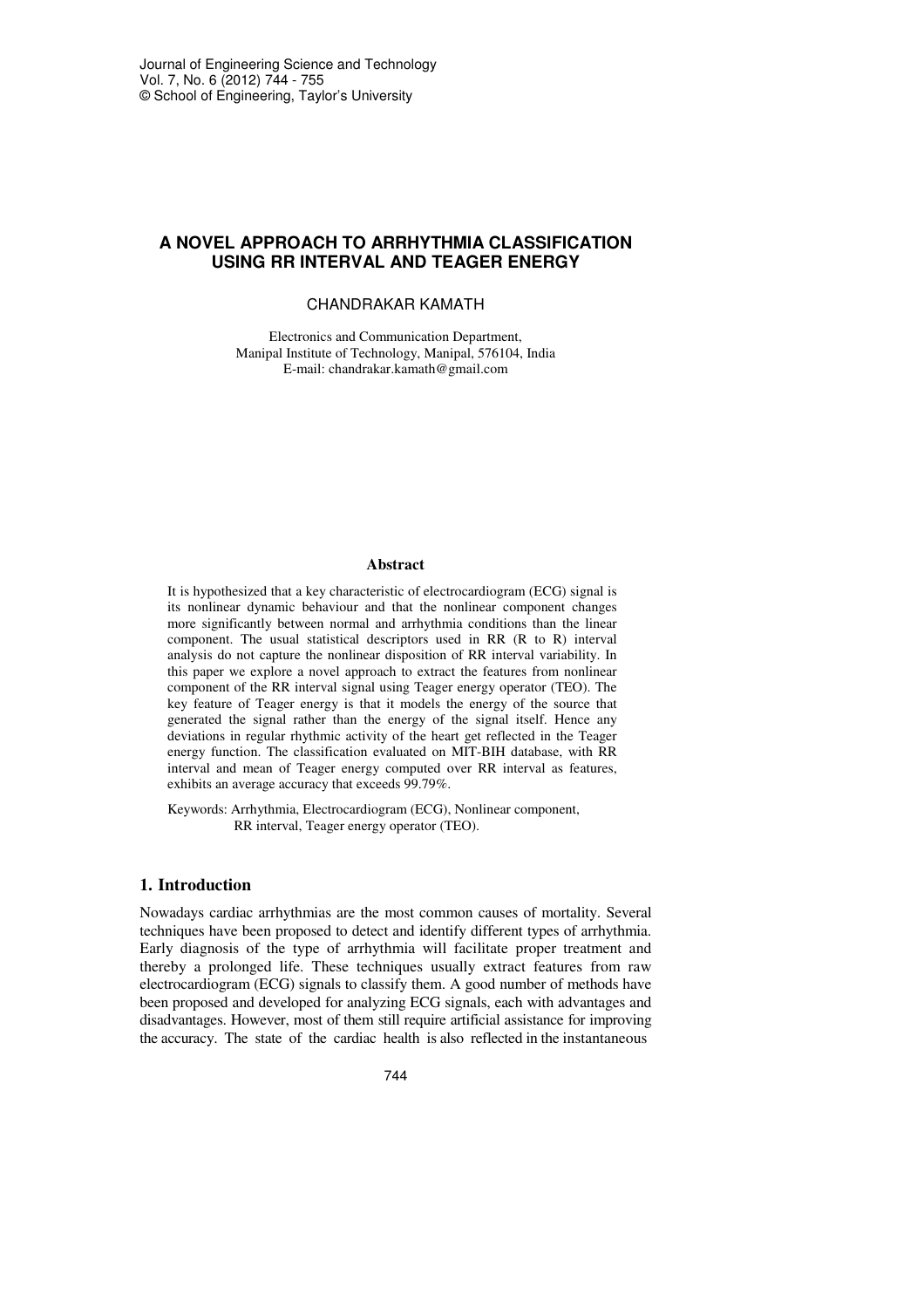# A NOVEL APPROACH TO ARRHYTHMIA CLASSIFICATION USING RR INTERVAL AND TEAGER ENERGY

CHANDRAKAR KAMATH

Electronics and Communication Department,
Manipal Institute of Technology, Manipal, 576104, India
E-mail: chandrakar.kamath@gmail.com

## Abstract

It is hypothesized that a key characteristic of electrocardiogram (ECG) signal is its nonlinear dynamic behaviour and that the nonlinear component changes more significantly between normal and arrhythmia conditions than the linear component. The usual statistical descriptors used in RR (R to R) interval analysis do not capture the nonlinear disposition of RR interval variability. In this paper we explore a novel approach to extract the features from nonlinear component of the RR interval signal using Teager energy operator (TEO). The key feature of Teager energy is that it models the energy of the source that generated the signal rather than the energy of the signal itself. Hence any deviations in regular rhythmic activity of the heart get reflected in the Teager energy function. The classification evaluated on MIT-BIH database, with RR interval and mean of Teager energy computed over RR interval as features, exhibits an average accuracy that exceeds 99.79%.

Keywords: Arrhythmia, Electrocardiogram (ECG), Nonlinear component, RR interval, Teager energy operator (TEO).

## 1. Introduction

Nowadays cardiac arrhythmias are the most common causes of mortality. Several techniques have been proposed to detect and identify different types of arrhythmia. Early diagnosis of the type of arrhythmia will facilitate proper treatment and thereby a prolonged life. These techniques usually extract features from raw electrocardiogram (ECG) signals to classify them. A good number of methods have been proposed and developed for analyzing ECG signals, each with advantages and disadvantages. However, most of them still require artificial assistance for improving the accuracy. The state of the cardiac health is also reflected in the instantaneous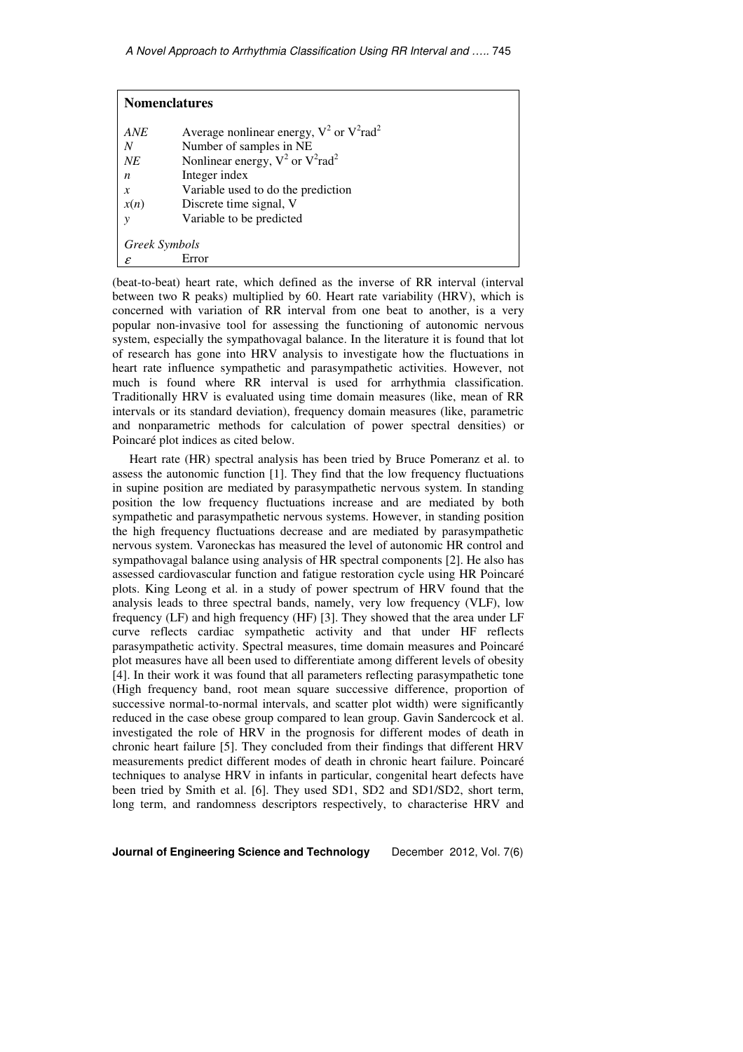## Nomenclatures

| | |
|---|---|
| *ANE* | Average nonlinear energy, $V^2$ or $V^2rad^2$ |
| *N* | Number of samples in NE |
| *NE* | Nonlinear energy, $V^2$ or $V^2rad^2$ |
| *n* | Integer index |
| *x* | Variable used to do the prediction |
| *x*(*n*) | Discrete time signal, V |
| *y* | Variable to be predicted |
| *Greek Symbols* | |
| $\varepsilon$ | Error |

(beat-to-beat) heart rate, which defined as the inverse of RR interval (interval between two R peaks) multiplied by 60. Heart rate variability (HRV), which is concerned with variation of RR interval from one beat to another, is a very popular non-invasive tool for assessing the functioning of autonomic nervous system, especially the sympathovagal balance. In the literature it is found that lot of research has gone into HRV analysis to investigate how the fluctuations in heart rate influence sympathetic and parasympathetic activities. However, not much is found where RR interval is used for arrhythmia classification. Traditionally HRV is evaluated using time domain measures (like, mean of RR intervals or its standard deviation), frequency domain measures (like, parametric and nonparametric methods for calculation of power spectral densities) or Poincaré plot indices as cited below.

Heart rate (HR) spectral analysis has been tried by Bruce Pomeranz et al. to assess the autonomic function [1]. They find that the low frequency fluctuations in supine position are mediated by parasympathetic nervous system. In standing position the low frequency fluctuations increase and are mediated by both sympathetic and parasympathetic nervous systems. However, in standing position the high frequency fluctuations decrease and are mediated by parasympathetic nervous system. Varoneckas has measured the level of autonomic HR control and sympathovagal balance using analysis of HR spectral components [2]. He also has assessed cardiovascular function and fatigue restoration cycle using HR Poincaré plots. King Leong et al. in a study of power spectrum of HRV found that the analysis leads to three spectral bands, namely, very low frequency (VLF), low frequency (LF) and high frequency (HF) [3]. They showed that the area under LF curve reflects cardiac sympathetic activity and that under HF reflects parasympathetic activity. Spectral measures, time domain measures and Poincaré plot measures have all been used to differentiate among different levels of obesity [4]. In their work it was found that all parameters reflecting parasympathetic tone (High frequency band, root mean square successive difference, proportion of successive normal-to-normal intervals, and scatter plot width) were significantly reduced in the case obese group compared to lean group. Gavin Sandercock et al. investigated the role of HRV in the prognosis for different modes of death in chronic heart failure [5]. They concluded from their findings that different HRV measurements predict different modes of death in chronic heart failure. Poincaré techniques to analyse HRV in infants in particular, congenital heart defects have been tried by Smith et al. [6]. They used SD1, SD2 and SD1/SD2, short term, long term, and randomness descriptors respectively, to characterise HRV and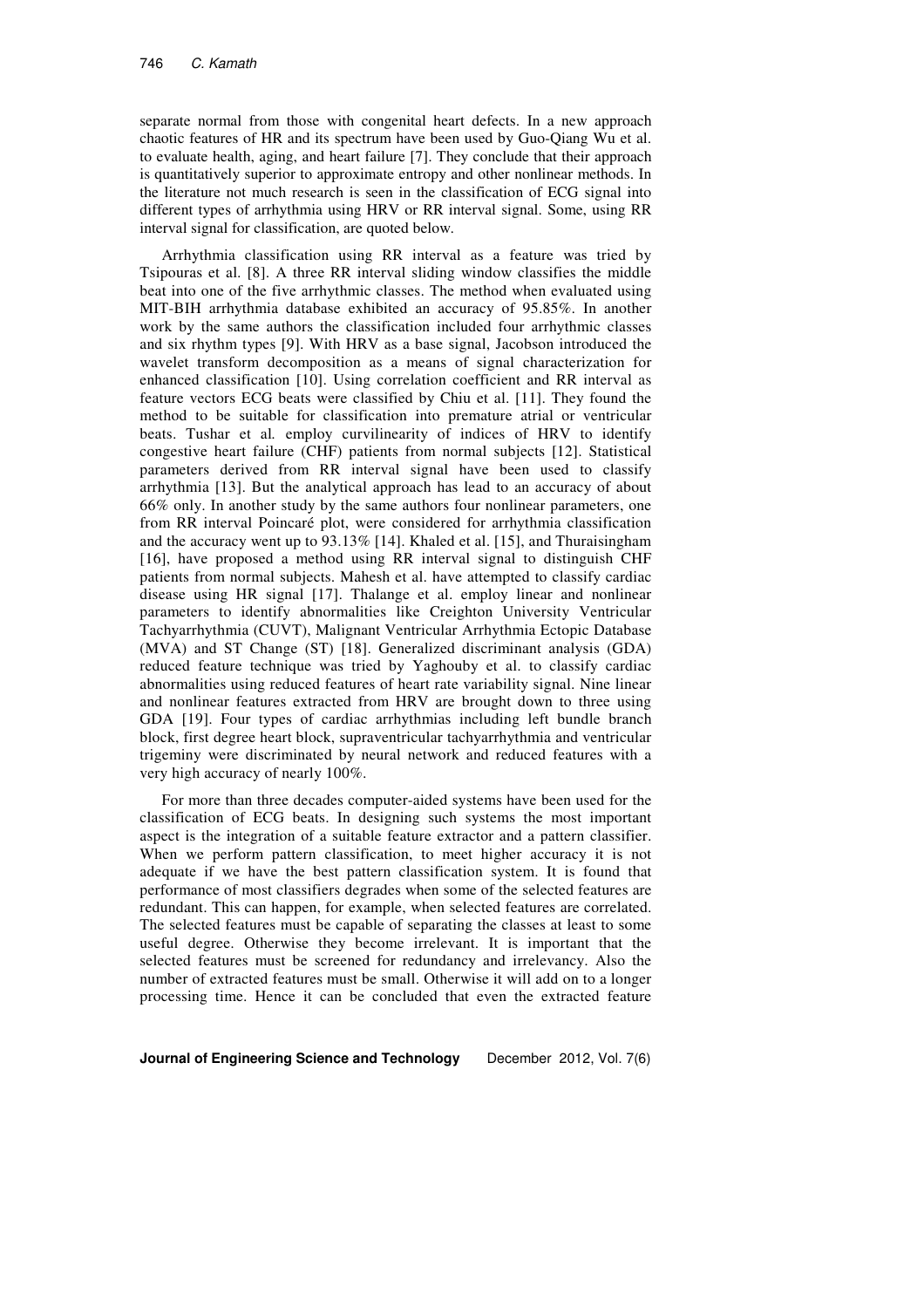separate normal from those with congenital heart defects. In a new approach chaotic features of HR and its spectrum have been used by Guo-Qiang Wu et al. to evaluate health, aging, and heart failure [7]. They conclude that their approach is quantitatively superior to approximate entropy and other nonlinear methods. In the literature not much research is seen in the classification of ECG signal into different types of arrhythmia using HRV or RR interval signal. Some, using RR interval signal for classification, are quoted below.

Arrhythmia classification using RR interval as a feature was tried by Tsipouras et al. [8]. A three RR interval sliding window classifies the middle beat into one of the five arrhythmic classes. The method when evaluated using MIT-BIH arrhythmia database exhibited an accuracy of 95.85%. In another work by the same authors the classification included four arrhythmic classes and six rhythm types [9]. With HRV as a base signal, Jacobson introduced the wavelet transform decomposition as a means of signal characterization for enhanced classification [10]. Using correlation coefficient and RR interval as feature vectors ECG beats were classified by Chiu et al. [11]. They found the method to be suitable for classification into premature atrial or ventricular beats. Tushar et al*.* employ curvilinearity of indices of HRV to identify congestive heart failure (CHF) patients from normal subjects [12]. Statistical parameters derived from RR interval signal have been used to classify arrhythmia [13]. But the analytical approach has lead to an accuracy of about 66% only. In another study by the same authors four nonlinear parameters, one from RR interval Poincaré plot, were considered for arrhythmia classification and the accuracy went up to 93.13% [14]. Khaled et al. [15], and Thuraisingham [16], have proposed a method using RR interval signal to distinguish CHF patients from normal subjects. Mahesh et al. have attempted to classify cardiac disease using HR signal [17]. Thalange et al. employ linear and nonlinear parameters to identify abnormalities like Creighton University Ventricular Tachyarrhythmia (CUVT), Malignant Ventricular Arrhythmia Ectopic Database (MVA) and ST Change (ST) [18]. Generalized discriminant analysis (GDA) reduced feature technique was tried by Yaghouby et al. to classify cardiac abnormalities using reduced features of heart rate variability signal. Nine linear and nonlinear features extracted from HRV are brought down to three using GDA [19]. Four types of cardiac arrhythmias including left bundle branch block, first degree heart block, supraventricular tachyarrhythmia and ventricular trigeminy were discriminated by neural network and reduced features with a very high accuracy of nearly 100%.

For more than three decades computer-aided systems have been used for the classification of ECG beats. In designing such systems the most important aspect is the integration of a suitable feature extractor and a pattern classifier. When we perform pattern classification, to meet higher accuracy it is not adequate if we have the best pattern classification system. It is found that performance of most classifiers degrades when some of the selected features are redundant. This can happen, for example, when selected features are correlated. The selected features must be capable of separating the classes at least to some useful degree. Otherwise they become irrelevant. It is important that the selected features must be screened for redundancy and irrelevancy. Also the number of extracted features must be small. Otherwise it will add on to a longer processing time. Hence it can be concluded that even the extracted feature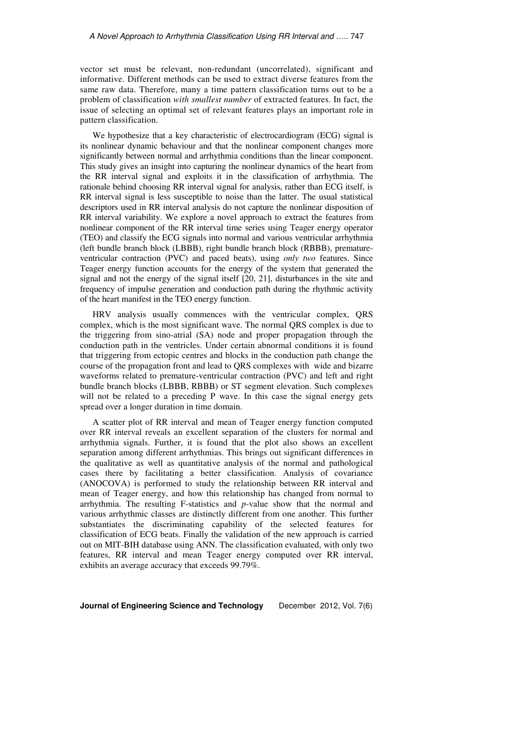vector set must be relevant, non-redundant (uncorrelated), significant and informative. Different methods can be used to extract diverse features from the same raw data. Therefore, many a time pattern classification turns out to be a problem of classification *with smallest number* of extracted features. In fact, the issue of selecting an optimal set of relevant features plays an important role in pattern classification.

We hypothesize that a key characteristic of electrocardiogram (ECG) signal is its nonlinear dynamic behaviour and that the nonlinear component changes more significantly between normal and arrhythmia conditions than the linear component. This study gives an insight into capturing the nonlinear dynamics of the heart from the RR interval signal and exploits it in the classification of arrhythmia. The rationale behind choosing RR interval signal for analysis, rather than ECG itself, is RR interval signal is less susceptible to noise than the latter. The usual statistical descriptors used in RR interval analysis do not capture the nonlinear disposition of RR interval variability. We explore a novel approach to extract the features from nonlinear component of the RR interval time series using Teager energy operator (TEO) and classify the ECG signals into normal and various ventricular arrhythmia (left bundle branch block (LBBB), right bundle branch block (RBBB), premature-ventricular contraction (PVC) and paced beats), using *only two* features. Since Teager energy function accounts for the energy of the system that generated the signal and not the energy of the signal itself [20, 21], disturbances in the site and frequency of impulse generation and conduction path during the rhythmic activity of the heart manifest in the TEO energy function.

HRV analysis usually commences with the ventricular complex, QRS complex, which is the most significant wave. The normal QRS complex is due to the triggering from sino-atrial (SA) node and proper propagation through the conduction path in the ventricles. Under certain abnormal conditions it is found that triggering from ectopic centres and blocks in the conduction path change the course of the propagation front and lead to QRS complexes with wide and bizarre waveforms related to premature-ventricular contraction (PVC) and left and right bundle branch blocks (LBBB, RBBB) or ST segment elevation. Such complexes will not be related to a preceding P wave. In this case the signal energy gets spread over a longer duration in time domain.

A scatter plot of RR interval and mean of Teager energy function computed over RR interval reveals an excellent separation of the clusters for normal and arrhythmia signals. Further, it is found that the plot also shows an excellent separation among different arrhythmias. This brings out significant differences in the qualitative as well as quantitative analysis of the normal and pathological cases there by facilitating a better classification. Analysis of covariance (ANOCOVA) is performed to study the relationship between RR interval and mean of Teager energy, and how this relationship has changed from normal to arrhythmia. The resulting F-statistics and *p*-value show that the normal and various arrhythmic classes are distinctly different from one another. This further substantiates the discriminating capability of the selected features for classification of ECG beats. Finally the validation of the new approach is carried out on MIT-BIH database using ANN. The classification evaluated, with only two features, RR interval and mean Teager energy computed over RR interval, exhibits an average accuracy that exceeds 99.79%.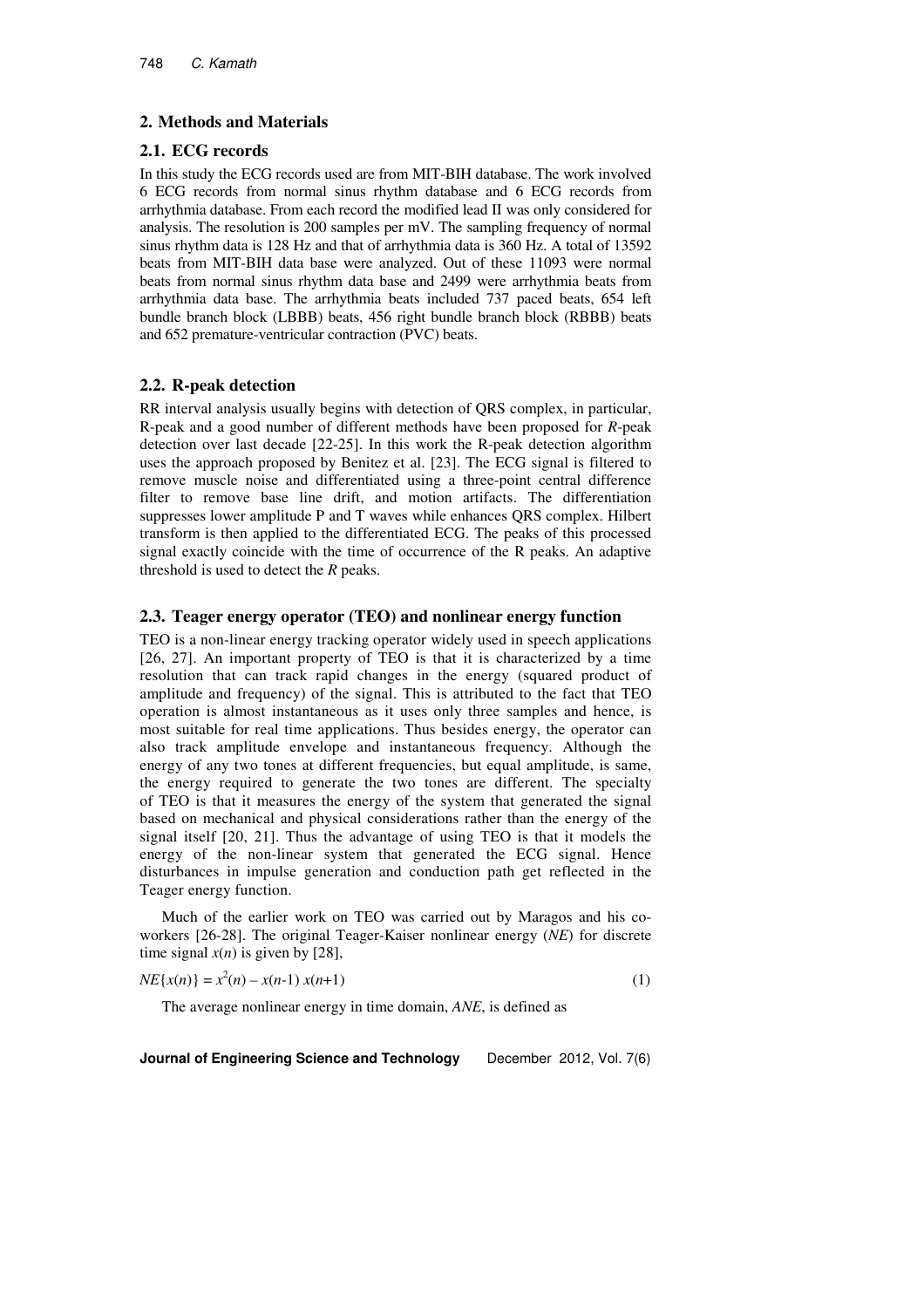## 2. Methods and Materials

### 2.1. ECG records

In this study the ECG records used are from MIT-BIH database. The work involved 6 ECG records from normal sinus rhythm database and 6 ECG records from arrhythmia database. From each record the modified lead II was only considered for analysis. The resolution is 200 samples per mV. The sampling frequency of normal sinus rhythm data is 128 Hz and that of arrhythmia data is 360 Hz. A total of 13592 beats from MIT-BIH data base were analyzed. Out of these 11093 were normal beats from normal sinus rhythm data base and 2499 were arrhythmia beats from arrhythmia data base. The arrhythmia beats included 737 paced beats, 654 left bundle branch block (LBBB) beats, 456 right bundle branch block (RBBB) beats and 652 premature-ventricular contraction (PVC) beats.

### 2.2. R-peak detection

RR interval analysis usually begins with detection of QRS complex, in particular, R-peak and a good number of different methods have been proposed for *R*-peak detection over last decade [22-25]. In this work the R-peak detection algorithm uses the approach proposed by Benitez et al. [23]. The ECG signal is filtered to remove muscle noise and differentiated using a three-point central difference filter to remove base line drift, and motion artifacts. The differentiation suppresses lower amplitude P and T waves while enhances QRS complex. Hilbert transform is then applied to the differentiated ECG. The peaks of this processed signal exactly coincide with the time of occurrence of the R peaks. An adaptive threshold is used to detect the *R* peaks.

### 2.3. Teager energy operator (TEO) and nonlinear energy function

TEO is a non-linear energy tracking operator widely used in speech applications [26, 27]. An important property of TEO is that it is characterized by a time resolution that can track rapid changes in the energy (squared product of amplitude and frequency) of the signal. This is attributed to the fact that TEO operation is almost instantaneous as it uses only three samples and hence, is most suitable for real time applications. Thus besides energy, the operator can also track amplitude envelope and instantaneous frequency. Although the energy of any two tones at different frequencies, but equal amplitude, is same, the energy required to generate the two tones are different. The specialty of TEO is that it measures the energy of the system that generated the signal based on mechanical and physical considerations rather than the energy of the signal itself [20, 21]. Thus the advantage of using TEO is that it models the energy of the non-linear system that generated the ECG signal. Hence disturbances in impulse generation and conduction path get reflected in the Teager energy function.

Much of the earlier work on TEO was carried out by Maragos and his co-workers [26-28]. The original Teager-Kaiser nonlinear energy (*NE*) for discrete time signal $x(n)$ is given by [28],

$$NE\{x(n)\} = x^2(n) - x(n-1)\, x(n+1) \tag{1}$$

The average nonlinear energy in time domain, *ANE*, is defined as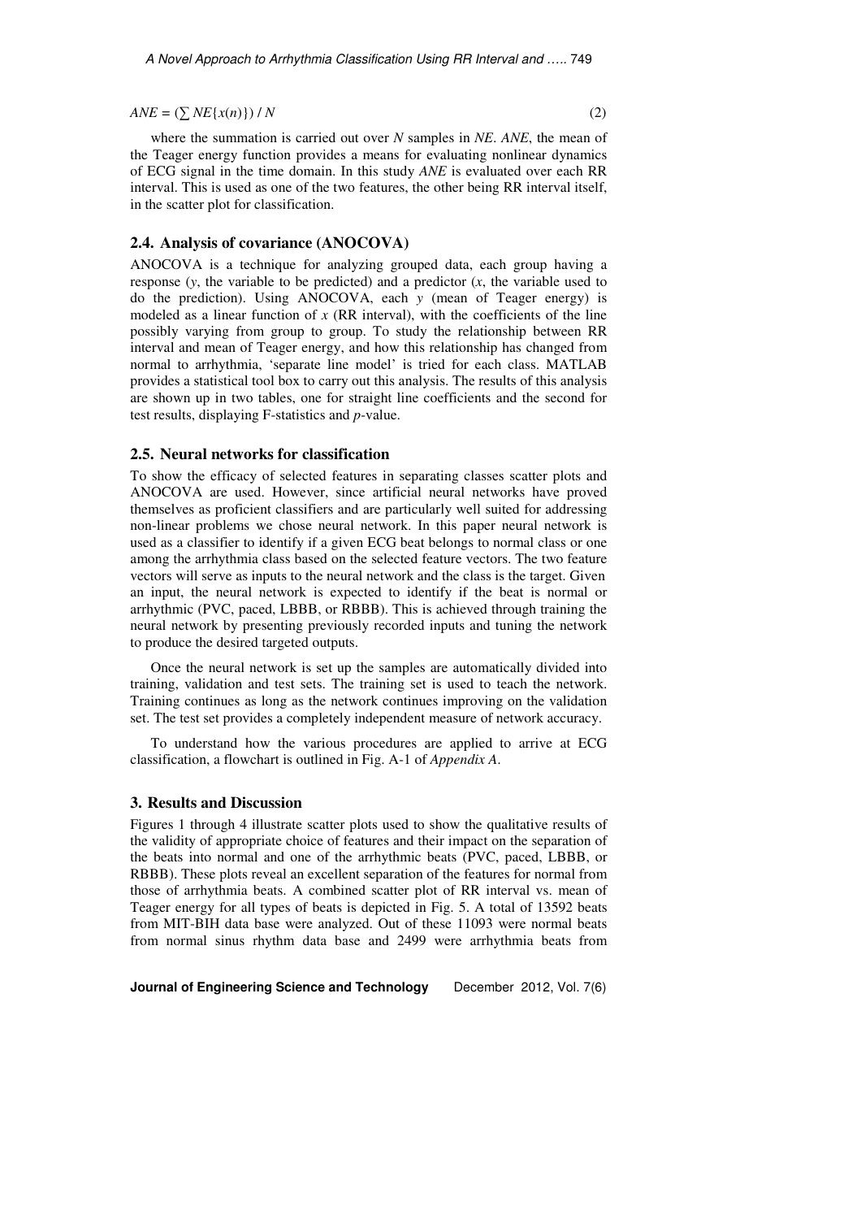$$ANE = (\sum NE\{x(n)\}) / N \tag{2}$$

where the summation is carried out over $N$ samples in $NE$. $ANE$, the mean of the Teager energy function provides a means for evaluating nonlinear dynamics of ECG signal in the time domain. In this study $ANE$ is evaluated over each RR interval. This is used as one of the two features, the other being RR interval itself, in the scatter plot for classification.

### 2.4. Analysis of covariance (ANOCOVA)

ANOCOVA is a technique for analyzing grouped data, each group having a response ($y$, the variable to be predicted) and a predictor ($x$, the variable used to do the prediction). Using ANOCOVA, each $y$ (mean of Teager energy) is modeled as a linear function of $x$ (RR interval), with the coefficients of the line possibly varying from group to group. To study the relationship between RR interval and mean of Teager energy, and how this relationship has changed from normal to arrhythmia, 'separate line model' is tried for each class. MATLAB provides a statistical tool box to carry out this analysis. The results of this analysis are shown up in two tables, one for straight line coefficients and the second for test results, displaying F-statistics and $p$-value.

### 2.5. Neural networks for classification

To show the efficacy of selected features in separating classes scatter plots and ANOCOVA are used. However, since artificial neural networks have proved themselves as proficient classifiers and are particularly well suited for addressing non-linear problems we chose neural network. In this paper neural network is used as a classifier to identify if a given ECG beat belongs to normal class or one among the arrhythmia class based on the selected feature vectors. The two feature vectors will serve as inputs to the neural network and the class is the target. Given an input, the neural network is expected to identify if the beat is normal or arrhythmic (PVC, paced, LBBB, or RBBB). This is achieved through training the neural network by presenting previously recorded inputs and tuning the network to produce the desired targeted outputs.

Once the neural network is set up the samples are automatically divided into training, validation and test sets. The training set is used to teach the network. Training continues as long as the network continues improving on the validation set. The test set provides a completely independent measure of network accuracy.

To understand how the various procedures are applied to arrive at ECG classification, a flowchart is outlined in Fig. A-1 of *Appendix A*.

## 3. Results and Discussion

Figures 1 through 4 illustrate scatter plots used to show the qualitative results of the validity of appropriate choice of features and their impact on the separation of the beats into normal and one of the arrhythmic beats (PVC, paced, LBBB, or RBBB). These plots reveal an excellent separation of the features for normal from those of arrhythmia beats. A combined scatter plot of RR interval vs. mean of Teager energy for all types of beats is depicted in Fig. 5. A total of 13592 beats from MIT-BIH data base were analyzed. Out of these 11093 were normal beats from normal sinus rhythm data base and 2499 were arrhythmia beats from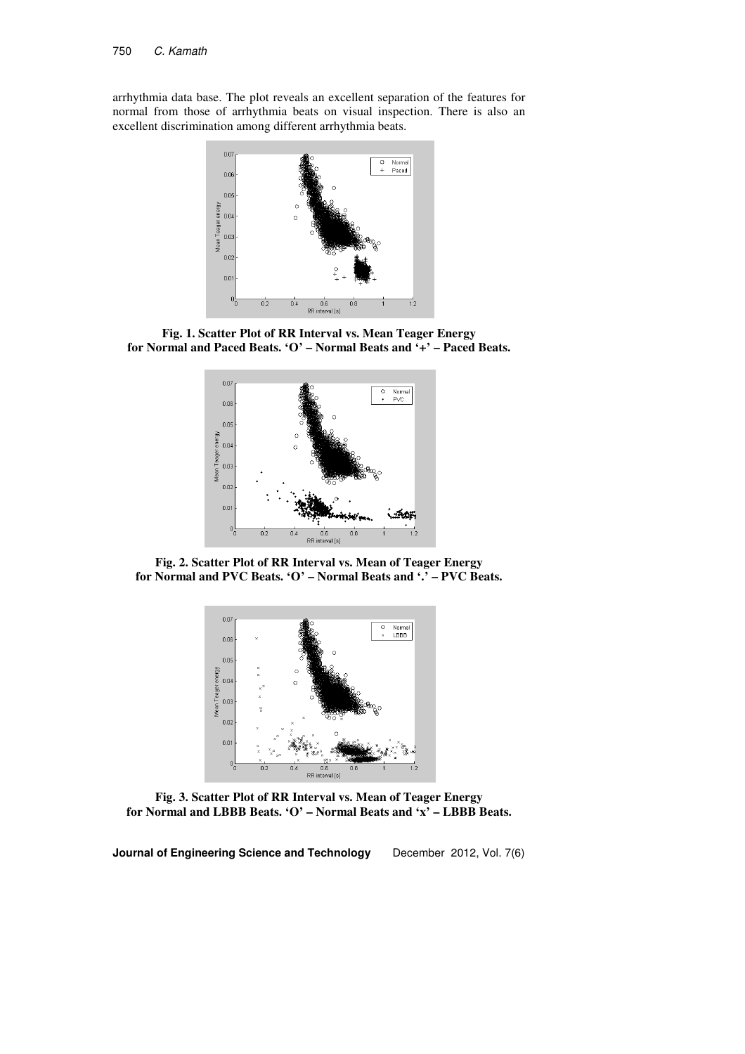arrhythmia data base. The plot reveals an excellent separation of the features for normal from those of arrhythmia beats on visual inspection. There is also an excellent discrimination among different arrhythmia beats.

0.07
0.06
0.05
0.04
0.03
0.02
0.01
0
Mean Teager energy
0 0.2 0.4 0.6 0.8 1 1.2
RR interval (s)
Normal
Paced

**Fig. 1. Scatter Plot of RR Interval vs. Mean Teager Energy for Normal and Paced Beats. 'O' – Normal Beats and '+' – Paced Beats.**

0.07
0.06
0.05
0.04
0.03
0.02
0.01
0
Mean Teager energy
0 0.2 0.4 0.6 0.8 1 1.2
RR interval (s)
Normal
PVC

**Fig. 2. Scatter Plot of RR Interval vs. Mean of Teager Energy for Normal and PVC Beats. 'O' – Normal Beats and '.' – PVC Beats.**

0.07
0.06
0.05
0.04
0.03
0.02
0.01
0
Mean Teager energy
0 0.2 0.4 0.6 0.8 1 1.2
RR interval (s)
Normal
LBBB

**Fig. 3. Scatter Plot of RR Interval vs. Mean of Teager Energy for Normal and LBBB Beats. 'O' – Normal Beats and 'x' – LBBB Beats.**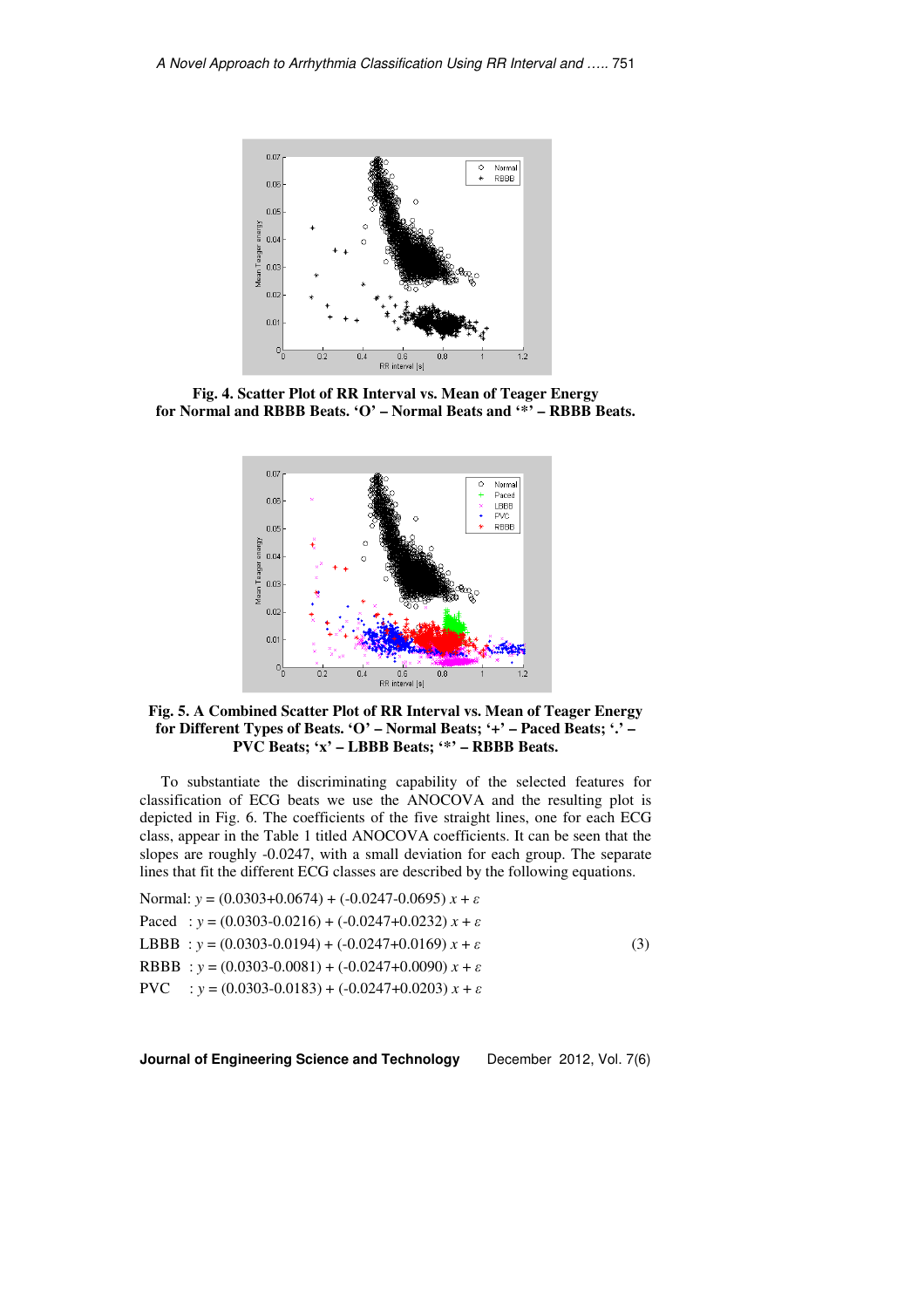0.07
0.06
0.05
0.04
0.03
0.02
0.01
0
0 0.2 0.4 0.6 0.8 1 1.2
Mean Teager energy
RR interval [s]
Normal
RBBB

**Fig. 4. Scatter Plot of RR Interval vs. Mean of Teager Energy for Normal and RBBB Beats. 'O' – Normal Beats and '*' – RBBB Beats.**

0.07
0.06
0.05
0.04
0.03
0.02
0.01
0
0 0.2 0.4 0.6 0.8 1 1.2
Mean Teager energy
RR interval [s]
Normal
Paced
LBBB
PVC
RBBB

**Fig. 5. A Combined Scatter Plot of RR Interval vs. Mean of Teager Energy for Different Types of Beats. 'O' – Normal Beats; '+' – Paced Beats; '.' – PVC Beats; 'x' – LBBB Beats; '*' – RBBB Beats.**

To substantiate the discriminating capability of the selected features for classification of ECG beats we use the ANOCOVA and the resulting plot is depicted in Fig. 6. The coefficients of the five straight lines, one for each ECG class, appear in the Table 1 titled ANOCOVA coefficients. It can be seen that the slopes are roughly -0.0247, with a small deviation for each group. The separate lines that fit the different ECG classes are described by the following equations.

$$
\begin{aligned}
\text{Normal: } & y = (0.0303+0.0674) + (-0.0247-0.0695)\, x + \varepsilon \\
\text{Paced: } & y = (0.0303-0.0216) + (-0.0247+0.0232)\, x + \varepsilon \\
\text{LBBB: } & y = (0.0303-0.0194) + (-0.0247+0.0169)\, x + \varepsilon \\
\text{RBBB: } & y = (0.0303-0.0081) + (-0.0247+0.0090)\, x + \varepsilon \\
\text{PVC: } & y = (0.0303-0.0183) + (-0.0247+0.0203)\, x + \varepsilon
\end{aligned}
\tag{3}
$$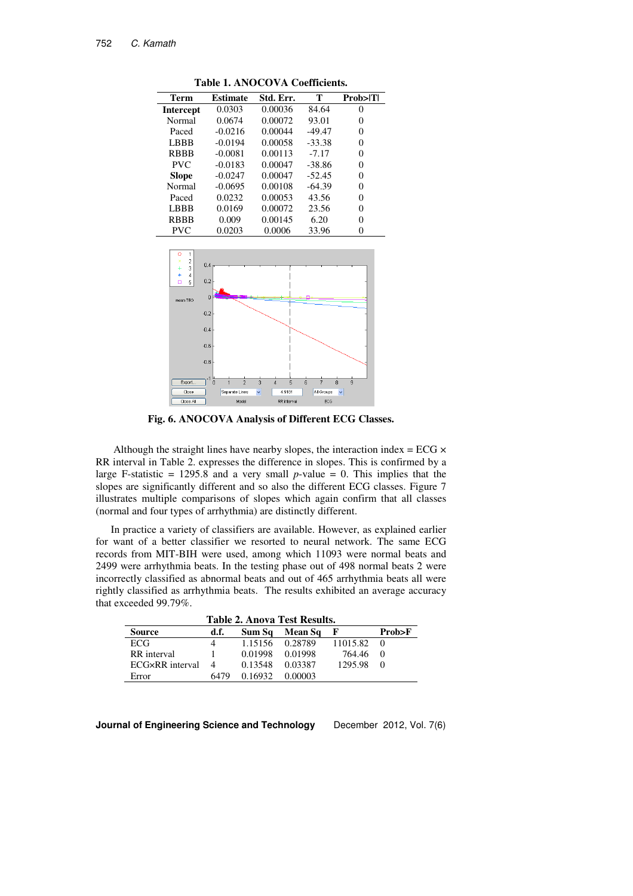**Table 1. ANOCOVA Coefficients.**

| Term | Estimate | Std. Err. | T | Prob>\|T\| |
|---|---|---|---|---|
| **Intercept** | 0.0303 | 0.00036 | 84.64 | 0 |
| Normal | 0.0674 | 0.00072 | 93.01 | 0 |
| Paced | -0.0216 | 0.00044 | -49.47 | 0 |
| LBBB | -0.0194 | 0.00058 | -33.38 | 0 |
| RBBB | -0.0081 | 0.00113 | -7.17 | 0 |
| PVC | -0.0183 | 0.00047 | -38.86 | 0 |
| **Slope** | -0.0247 | 0.00047 | -52.45 | 0 |
| Normal | -0.0695 | 0.00108 | -64.39 | 0 |
| Paced | 0.0232 | 0.00053 | 43.56 | 0 |
| LBBB | 0.0169 | 0.00072 | 23.56 | 0 |
| RBBB | 0.009 | 0.00145 | 6.20 | 0 |
| PVC | 0.0203 | 0.0006 | 33.96 | 0 |

1
2
3
4
5
mean TEO
0.4
0.2
0
-0.2
-0.4
-0.6
-0.8
-1
0 1 2 3 4 5 6 7 8 9
Export...
Close
Close All
Separate Lines
Model
4.9181
RR interval
All Groups
ECG

**Fig. 6. ANOCOVA Analysis of Different ECG Classes.**

Although the straight lines have nearby slopes, the interaction index = ECG × RR interval in Table 2. expresses the difference in slopes. This is confirmed by a large F-statistic = 1295.8 and a very small *p*-value = 0. This implies that the slopes are significantly different and so also the different ECG classes. Figure 7 illustrates multiple comparisons of slopes which again confirm that all classes (normal and four types of arrhythmia) are distinctly different.

In practice a variety of classifiers are available. However, as explained earlier for want of a better classifier we resorted to neural network. The same ECG records from MIT-BIH were used, among which 11093 were normal beats and 2499 were arrhythmia beats. In the testing phase out of 498 normal beats 2 were incorrectly classified as abnormal beats and out of 465 arrhythmia beats all were rightly classified as arrhythmia beats. The results exhibited an average accuracy that exceeded 99.79%.

**Table 2. Anova Test Results.**

| Source | d.f. | Sum Sq | Mean Sq | F | Prob>F |
|---|---|---|---|---|---|
| ECG | 4 | 1.15156 | 0.28789 | 11015.82 | 0 |
| RR interval | 1 | 0.01998 | 0.01998 | 764.46 | 0 |
| ECG×RR interval | 4 | 0.13548 | 0.03387 | 1295.98 | 0 |
| Error | 6479 | 0.16932 | 0.00003 | | |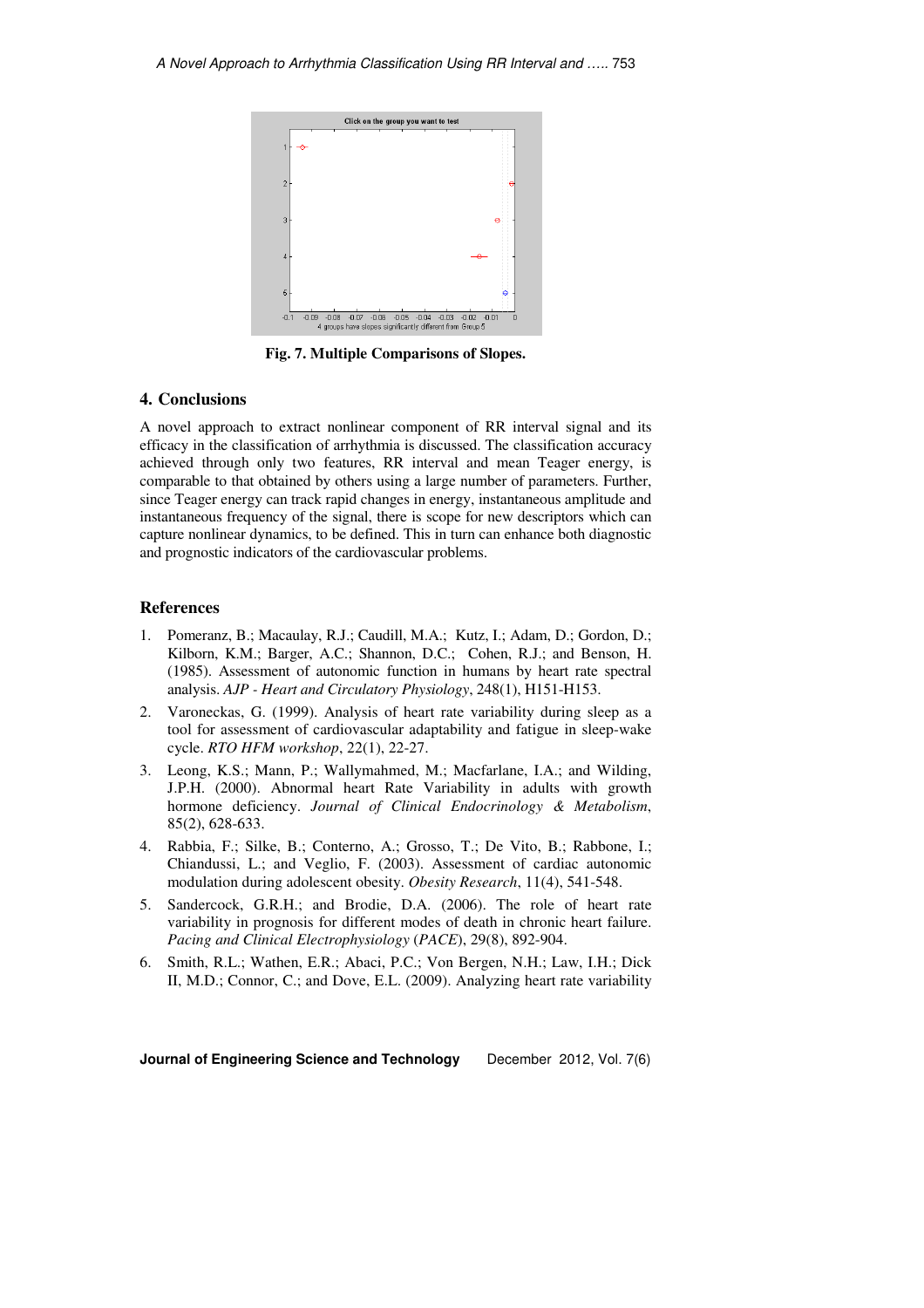Click on the group you want to test

1
2
3
4
5

-0.1 -0.09 -0.08 -0.07 -0.06 -0.05 -0.04 -0.03 -0.02 -0.01 0

4 groups have slopes significantly different from Group 5

**Fig. 7. Multiple Comparisons of Slopes.**

## 4. Conclusions

A novel approach to extract nonlinear component of RR interval signal and its efficacy in the classification of arrhythmia is discussed. The classification accuracy achieved through only two features, RR interval and mean Teager energy, is comparable to that obtained by others using a large number of parameters. Further, since Teager energy can track rapid changes in energy, instantaneous amplitude and instantaneous frequency of the signal, there is scope for new descriptors which can capture nonlinear dynamics, to be defined. This in turn can enhance both diagnostic and prognostic indicators of the cardiovascular problems.

## References

1. Pomeranz, B.; Macaulay, R.J.; Caudill, M.A.; Kutz, I.; Adam, D.; Gordon, D.; Kilborn, K.M.; Barger, A.C.; Shannon, D.C.; Cohen, R.J.; and Benson, H. (1985). Assessment of autonomic function in humans by heart rate spectral analysis. *AJP - Heart and Circulatory Physiology*, 248(1), H151-H153.
2. Varoneckas, G. (1999). Analysis of heart rate variability during sleep as a tool for assessment of cardiovascular adaptability and fatigue in sleep-wake cycle. *RTO HFM workshop*, 22(1), 22-27.
3. Leong, K.S.; Mann, P.; Wallymahmed, M.; Macfarlane, I.A.; and Wilding, J.P.H. (2000). Abnormal heart Rate Variability in adults with growth hormone deficiency. *Journal of Clinical Endocrinology & Metabolism*, 85(2), 628-633.
4. Rabbia, F.; Silke, B.; Conterno, A.; Grosso, T.; De Vito, B.; Rabbone, I.; Chiandussi, L.; and Veglio, F. (2003). Assessment of cardiac autonomic modulation during adolescent obesity. *Obesity Research*, 11(4), 541-548.
5. Sandercock, G.R.H.; and Brodie, D.A. (2006). The role of heart rate variability in prognosis for different modes of death in chronic heart failure. *Pacing and Clinical Electrophysiology* (*PACE*), 29(8), 892-904.
6. Smith, R.L.; Wathen, E.R.; Abaci, P.C.; Von Bergen, N.H.; Law, I.H.; Dick II, M.D.; Connor, C.; and Dove, E.L. (2009). Analyzing heart rate variability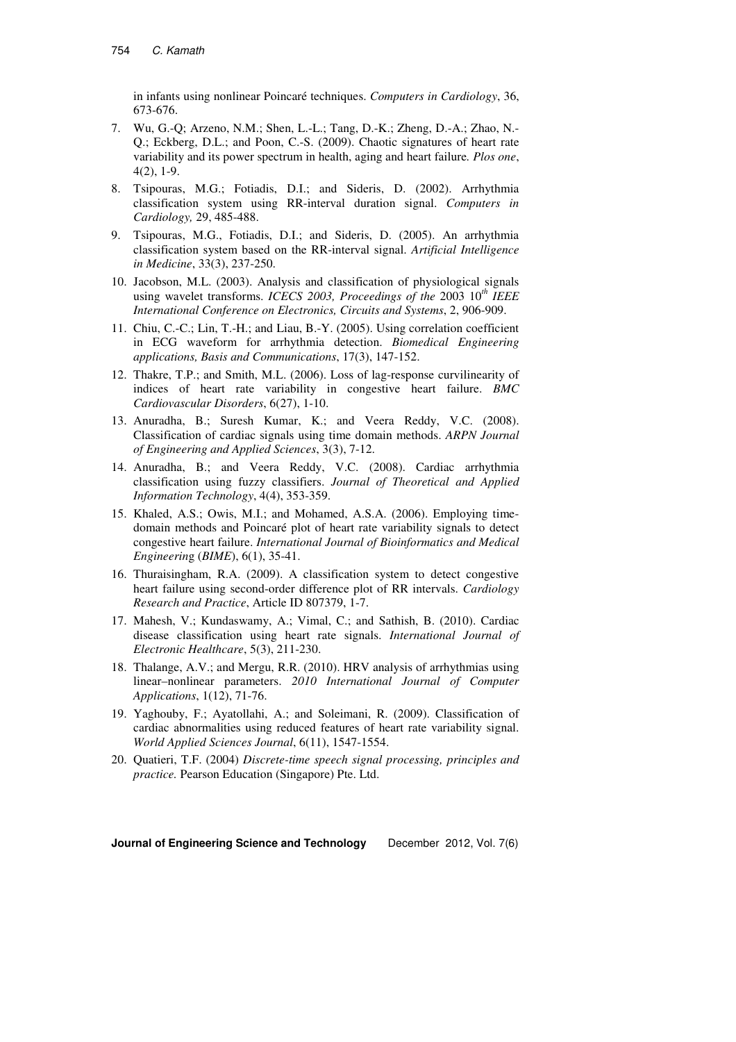in infants using nonlinear Poincaré techniques. *Computers in Cardiology*, 36, 673-676.

7. Wu, G.-Q; Arzeno, N.M.; Shen, L.-L.; Tang, D.-K.; Zheng, D.-A.; Zhao, N.-Q.; Eckberg, D.L.; and Poon, C.-S. (2009). Chaotic signatures of heart rate variability and its power spectrum in health, aging and heart failure. *Plos one*, 4(2), 1-9.
8. Tsipouras, M.G.; Fotiadis, D.I.; and Sideris, D. (2002). Arrhythmia classification system using RR-interval duration signal. *Computers in Cardiology,* 29, 485-488.
9. Tsipouras, M.G., Fotiadis, D.I.; and Sideris, D. (2005). An arrhythmia classification system based on the RR-interval signal. *Artificial Intelligence in Medicine*, 33(3), 237-250.
10. Jacobson, M.L. (2003). Analysis and classification of physiological signals using wavelet transforms. *ICECS 2003, Proceedings of the* 2003 10*th IEEE International Conference on Electronics, Circuits and Systems*, 2, 906-909.
11. Chiu, C.-C.; Lin, T.-H.; and Liau, B.-Y. (2005). Using correlation coefficient in ECG waveform for arrhythmia detection. *Biomedical Engineering applications, Basis and Communications*, 17(3), 147-152.
12. Thakre, T.P.; and Smith, M.L. (2006). Loss of lag-response curvilinearity of indices of heart rate variability in congestive heart failure. *BMC Cardiovascular Disorders*, 6(27), 1-10.
13. Anuradha, B.; Suresh Kumar, K.; and Veera Reddy, V.C. (2008). Classification of cardiac signals using time domain methods. *ARPN Journal of Engineering and Applied Sciences*, 3(3), 7-12.
14. Anuradha, B.; and Veera Reddy, V.C. (2008). Cardiac arrhythmia classification using fuzzy classifiers. *Journal of Theoretical and Applied Information Technology*, 4(4), 353-359.
15. Khaled, A.S.; Owis, M.I.; and Mohamed, A.S.A. (2006). Employing time-domain methods and Poincaré plot of heart rate variability signals to detect congestive heart failure. *International Journal of Bioinformatics and Medical Engineering* (*BIME*), 6(1), 35-41.
16. Thuraisingham, R.A. (2009). A classification system to detect congestive heart failure using second-order difference plot of RR intervals. *Cardiology Research and Practice*, Article ID 807379, 1-7.
17. Mahesh, V.; Kundaswamy, A.; Vimal, C.; and Sathish, B. (2010). Cardiac disease classification using heart rate signals. *International Journal of Electronic Healthcare*, 5(3), 211-230.
18. Thalange, A.V.; and Mergu, R.R. (2010). HRV analysis of arrhythmias using linear–nonlinear parameters. *2010 International Journal of Computer Applications*, 1(12), 71-76.
19. Yaghouby, F.; Ayatollahi, A.; and Soleimani, R. (2009). Classification of cardiac abnormalities using reduced features of heart rate variability signal. *World Applied Sciences Journal*, 6(11), 1547-1554.
20. Quatieri, T.F. (2004) *Discrete-time speech signal processing, principles and practice.* Pearson Education (Singapore) Pte. Ltd.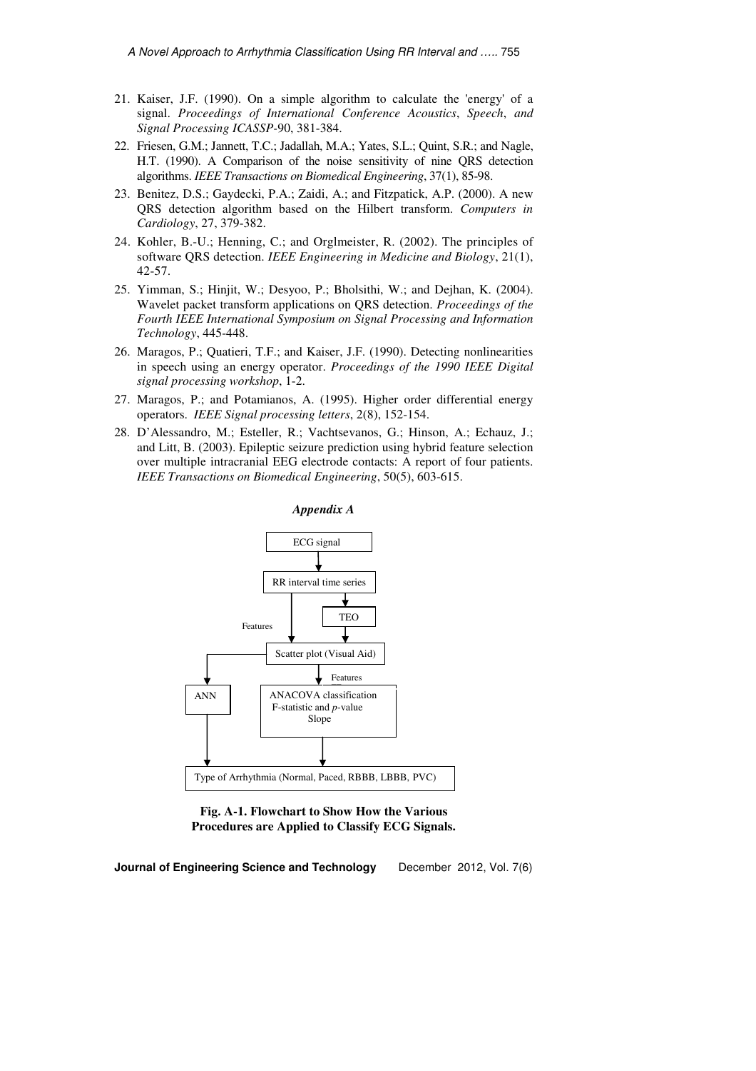21. Kaiser, J.F. (1990). On a simple algorithm to calculate the 'energy' of a signal. *Proceedings of International Conference Acoustics*, *Speech*, *and Signal Processing ICASSP*-90, 381-384.
22. Friesen, G.M.; Jannett, T.C.; Jadallah, M.A.; Yates, S.L.; Quint, S.R.; and Nagle, H.T. (1990). A Comparison of the noise sensitivity of nine QRS detection algorithms. *IEEE Transactions on Biomedical Engineering*, 37(1), 85-98.
23. Benitez, D.S.; Gaydecki, P.A.; Zaidi, A.; and Fitzpatick, A.P. (2000). A new QRS detection algorithm based on the Hilbert transform. *Computers in Cardiology*, 27, 379-382.
24. Kohler, B.-U.; Henning, C.; and Orglmeister, R. (2002). The principles of software QRS detection. *IEEE Engineering in Medicine and Biology*, 21(1), 42-57.
25. Yimman, S.; Hinjit, W.; Desyoo, P.; Bholsithi, W.; and Dejhan, K. (2004). Wavelet packet transform applications on QRS detection. *Proceedings of the Fourth IEEE International Symposium on Signal Processing and Information Technology*, 445-448.
26. Maragos, P.; Quatieri, T.F.; and Kaiser, J.F. (1990). Detecting nonlinearities in speech using an energy operator. *Proceedings of the 1990 IEEE Digital signal processing workshop*, 1-2.
27. Maragos, P.; and Potamianos, A. (1995). Higher order differential energy operators. *IEEE Signal processing letters*, 2(8), 152-154.
28. D'Alessandro, M.; Esteller, R.; Vachtsevanos, G.; Hinson, A.; Echauz, J.; and Litt, B. (2003). Epileptic seizure prediction using hybrid feature selection over multiple intracranial EEG electrode contacts: A report of four patients. *IEEE Transactions on Biomedical Engineering*, 50(5), 603-615.

## *Appendix A*

ECG signal

RR interval time series

TEO

Features

Scatter plot (Visual Aid)

Features

ANN

ANACOVA classification
F-statistic and *p*-value
Slope

Type of Arrhythmia (Normal, Paced, RBBB, LBBB, PVC)

**Fig. A-1. Flowchart to Show How the Various Procedures are Applied to Classify ECG Signals.**